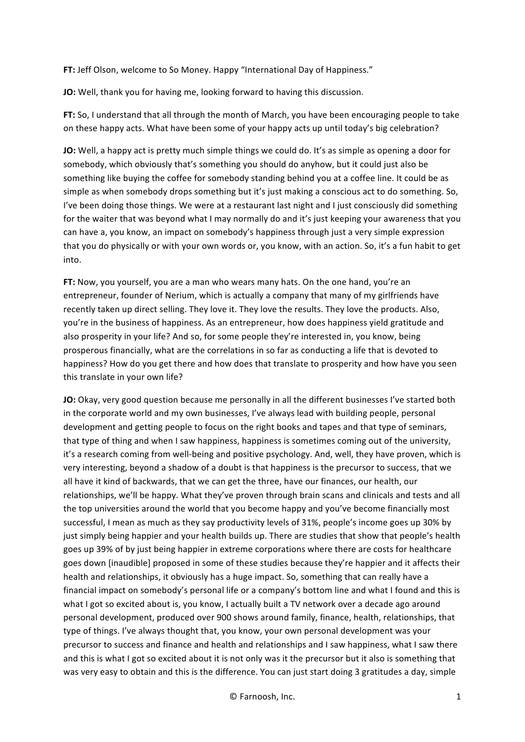**FT:** Jeff Olson, welcome to So Money. Happy "International Day of Happiness."

**JO:** Well, thank you for having me, looking forward to having this discussion.

**FT:** So, I understand that all through the month of March, you have been encouraging people to take on these happy acts. What have been some of your happy acts up until today's big celebration?

**JO:** Well, a happy act is pretty much simple things we could do. It's as simple as opening a door for somebody, which obviously that's something you should do anyhow, but it could just also be something like buying the coffee for somebody standing behind you at a coffee line. It could be as simple as when somebody drops something but it's just making a conscious act to do something. So, I've been doing those things. We were at a restaurant last night and I just consciously did something for the waiter that was beyond what I may normally do and it's just keeping your awareness that you can have a, you know, an impact on somebody's happiness through just a very simple expression that you do physically or with your own words or, you know, with an action. So, it's a fun habit to get into.

**FT:** Now, you yourself, you are a man who wears many hats. On the one hand, you're an entrepreneur, founder of Nerium, which is actually a company that many of my girlfriends have recently taken up direct selling. They love it. They love the results. They love the products. Also, you're in the business of happiness. As an entrepreneur, how does happiness yield gratitude and also prosperity in your life? And so, for some people they're interested in, you know, being prosperous financially, what are the correlations in so far as conducting a life that is devoted to happiness? How do you get there and how does that translate to prosperity and how have you seen this translate in your own life?

**JO:** Okay, very good question because me personally in all the different businesses I've started both in the corporate world and my own businesses, I've always lead with building people, personal development and getting people to focus on the right books and tapes and that type of seminars, that type of thing and when I saw happiness, happiness is sometimes coming out of the university, it's a research coming from well-being and positive psychology. And, well, they have proven, which is very interesting, beyond a shadow of a doubt is that happiness is the precursor to success, that we all have it kind of backwards, that we can get the three, have our finances, our health, our relationships, we'll be happy. What they've proven through brain scans and clinicals and tests and all the top universities around the world that you become happy and you've become financially most successful, I mean as much as they say productivity levels of 31%, people's income goes up 30% by just simply being happier and your health builds up. There are studies that show that people's health goes up 39% of by just being happier in extreme corporations where there are costs for healthcare goes down [inaudible] proposed in some of these studies because they're happier and it affects their health and relationships, it obviously has a huge impact. So, something that can really have a financial impact on somebody's personal life or a company's bottom line and what I found and this is what I got so excited about is, you know, I actually built a TV network over a decade ago around personal development, produced over 900 shows around family, finance, health, relationships, that type of things. I've always thought that, you know, your own personal development was your precursor to success and finance and health and relationships and I saw happiness, what I saw there and this is what I got so excited about it is not only was it the precursor but it also is something that was very easy to obtain and this is the difference. You can just start doing 3 gratitudes a day, simple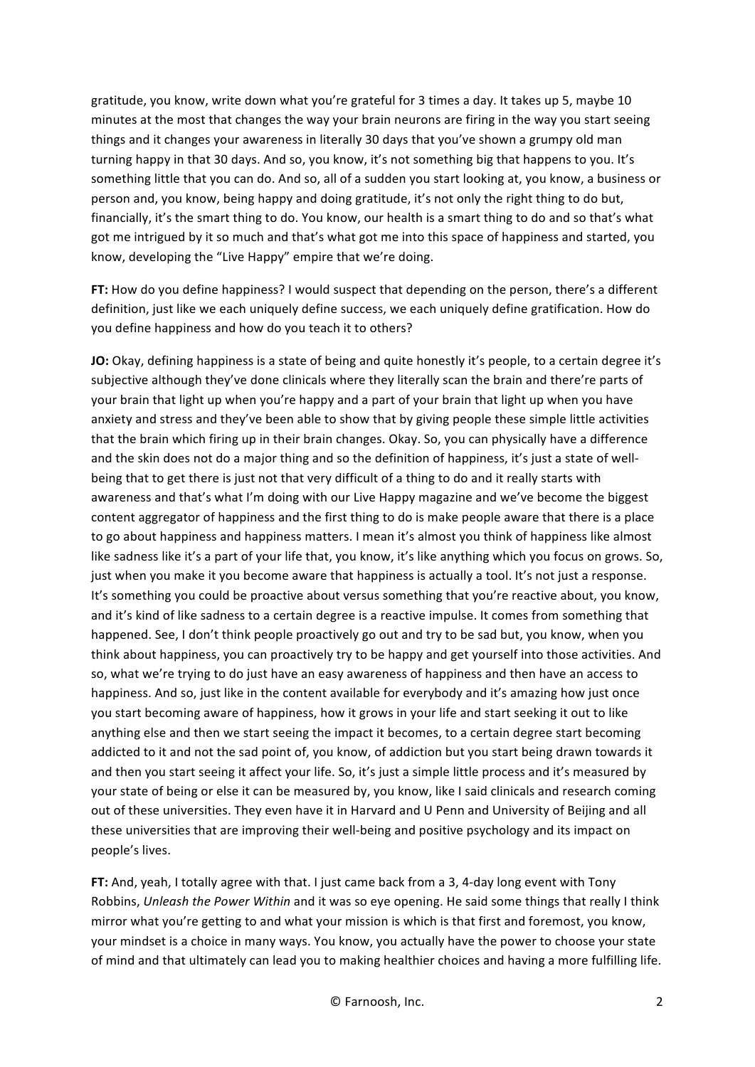gratitude, you know, write down what you're grateful for 3 times a day. It takes up 5, maybe 10 minutes at the most that changes the way your brain neurons are firing in the way you start seeing things and it changes your awareness in literally 30 days that you've shown a grumpy old man turning happy in that 30 days. And so, you know, it's not something big that happens to you. It's something little that you can do. And so, all of a sudden you start looking at, you know, a business or person and, you know, being happy and doing gratitude, it's not only the right thing to do but, financially, it's the smart thing to do. You know, our health is a smart thing to do and so that's what got me intrigued by it so much and that's what got me into this space of happiness and started, you know, developing the "Live Happy" empire that we're doing.

**FT:** How do you define happiness? I would suspect that depending on the person, there's a different definition, just like we each uniquely define success, we each uniquely define gratification. How do you define happiness and how do you teach it to others?

**JO:** Okay, defining happiness is a state of being and quite honestly it's people, to a certain degree it's subjective although they've done clinicals where they literally scan the brain and there're parts of your brain that light up when you're happy and a part of your brain that light up when you have anxiety and stress and they've been able to show that by giving people these simple little activities that the brain which firing up in their brain changes. Okay. So, you can physically have a difference and the skin does not do a major thing and so the definition of happiness, it's just a state of well-being that to get there is just not that very difficult of a thing to do and it really starts with awareness and that's what I'm doing with our Live Happy magazine and we've become the biggest content aggregator of happiness and the first thing to do is make people aware that there is a place to go about happiness and happiness matters. I mean it's almost you think of happiness like almost like sadness like it's a part of your life that, you know, it's like anything which you focus on grows. So, just when you make it you become aware that happiness is actually a tool. It's not just a response. It's something you could be proactive about versus something that you're reactive about, you know, and it's kind of like sadness to a certain degree is a reactive impulse. It comes from something that happened. See, I don't think people proactively go out and try to be sad but, you know, when you think about happiness, you can proactively try to be happy and get yourself into those activities. And so, what we're trying to do just have an easy awareness of happiness and then have an access to happiness. And so, just like in the content available for everybody and it's amazing how just once you start becoming aware of happiness, how it grows in your life and start seeking it out to like anything else and then we start seeing the impact it becomes, to a certain degree start becoming addicted to it and not the sad point of, you know, of addiction but you start being drawn towards it and then you start seeing it affect your life. So, it's just a simple little process and it's measured by your state of being or else it can be measured by, you know, like I said clinicals and research coming out of these universities. They even have it in Harvard and U Penn and University of Beijing and all these universities that are improving their well-being and positive psychology and its impact on people's lives.

**FT:** And, yeah, I totally agree with that. I just came back from a 3, 4-day long event with Tony Robbins, *Unleash the Power Within* and it was so eye opening. He said some things that really I think mirror what you're getting to and what your mission is which is that first and foremost, you know, your mindset is a choice in many ways. You know, you actually have the power to choose your state of mind and that ultimately can lead you to making healthier choices and having a more fulfilling life.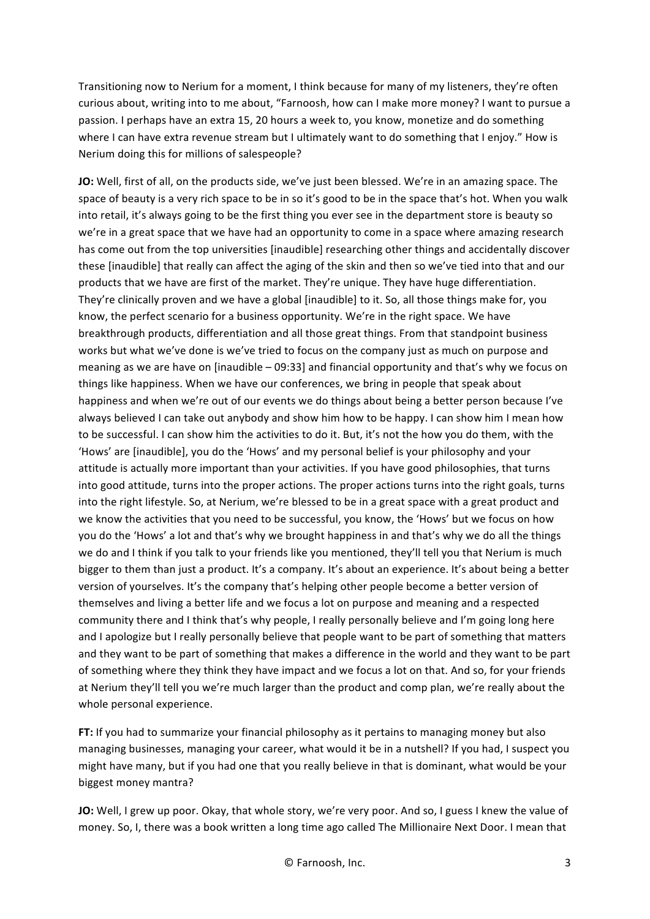Transitioning now to Nerium for a moment, I think because for many of my listeners, they're often curious about, writing into to me about, "Farnoosh, how can I make more money? I want to pursue a passion. I perhaps have an extra 15, 20 hours a week to, you know, monetize and do something where I can have extra revenue stream but I ultimately want to do something that I enjoy." How is Nerium doing this for millions of salespeople?

**JO:** Well, first of all, on the products side, we've just been blessed. We're in an amazing space. The space of beauty is a very rich space to be in so it's good to be in the space that's hot. When you walk into retail, it's always going to be the first thing you ever see in the department store is beauty so we're in a great space that we have had an opportunity to come in a space where amazing research has come out from the top universities [inaudible] researching other things and accidentally discover these [inaudible] that really can affect the aging of the skin and then so we've tied into that and our products that we have are first of the market. They're unique. They have huge differentiation. They're clinically proven and we have a global [inaudible] to it. So, all those things make for, you know, the perfect scenario for a business opportunity. We're in the right space. We have breakthrough products, differentiation and all those great things. From that standpoint business works but what we've done is we've tried to focus on the company just as much on purpose and meaning as we are have on [inaudible – 09:33] and financial opportunity and that's why we focus on things like happiness. When we have our conferences, we bring in people that speak about happiness and when we're out of our events we do things about being a better person because I've always believed I can take out anybody and show him how to be happy. I can show him I mean how to be successful. I can show him the activities to do it. But, it's not the how you do them, with the 'Hows' are [inaudible], you do the 'Hows' and my personal belief is your philosophy and your attitude is actually more important than your activities. If you have good philosophies, that turns into good attitude, turns into the proper actions. The proper actions turns into the right goals, turns into the right lifestyle. So, at Nerium, we're blessed to be in a great space with a great product and we know the activities that you need to be successful, you know, the 'Hows' but we focus on how you do the 'Hows' a lot and that's why we brought happiness in and that's why we do all the things we do and I think if you talk to your friends like you mentioned, they'll tell you that Nerium is much bigger to them than just a product. It's a company. It's about an experience. It's about being a better version of yourselves. It's the company that's helping other people become a better version of themselves and living a better life and we focus a lot on purpose and meaning and a respected community there and I think that's why people, I really personally believe and I'm going long here and I apologize but I really personally believe that people want to be part of something that matters and they want to be part of something that makes a difference in the world and they want to be part of something where they think they have impact and we focus a lot on that. And so, for your friends at Nerium they'll tell you we're much larger than the product and comp plan, we're really about the whole personal experience.

**FT:** If you had to summarize your financial philosophy as it pertains to managing money but also managing businesses, managing your career, what would it be in a nutshell? If you had, I suspect you might have many, but if you had one that you really believe in that is dominant, what would be your biggest money mantra?

**JO:** Well, I grew up poor. Okay, that whole story, we're very poor. And so, I guess I knew the value of money. So, I, there was a book written a long time ago called The Millionaire Next Door. I mean that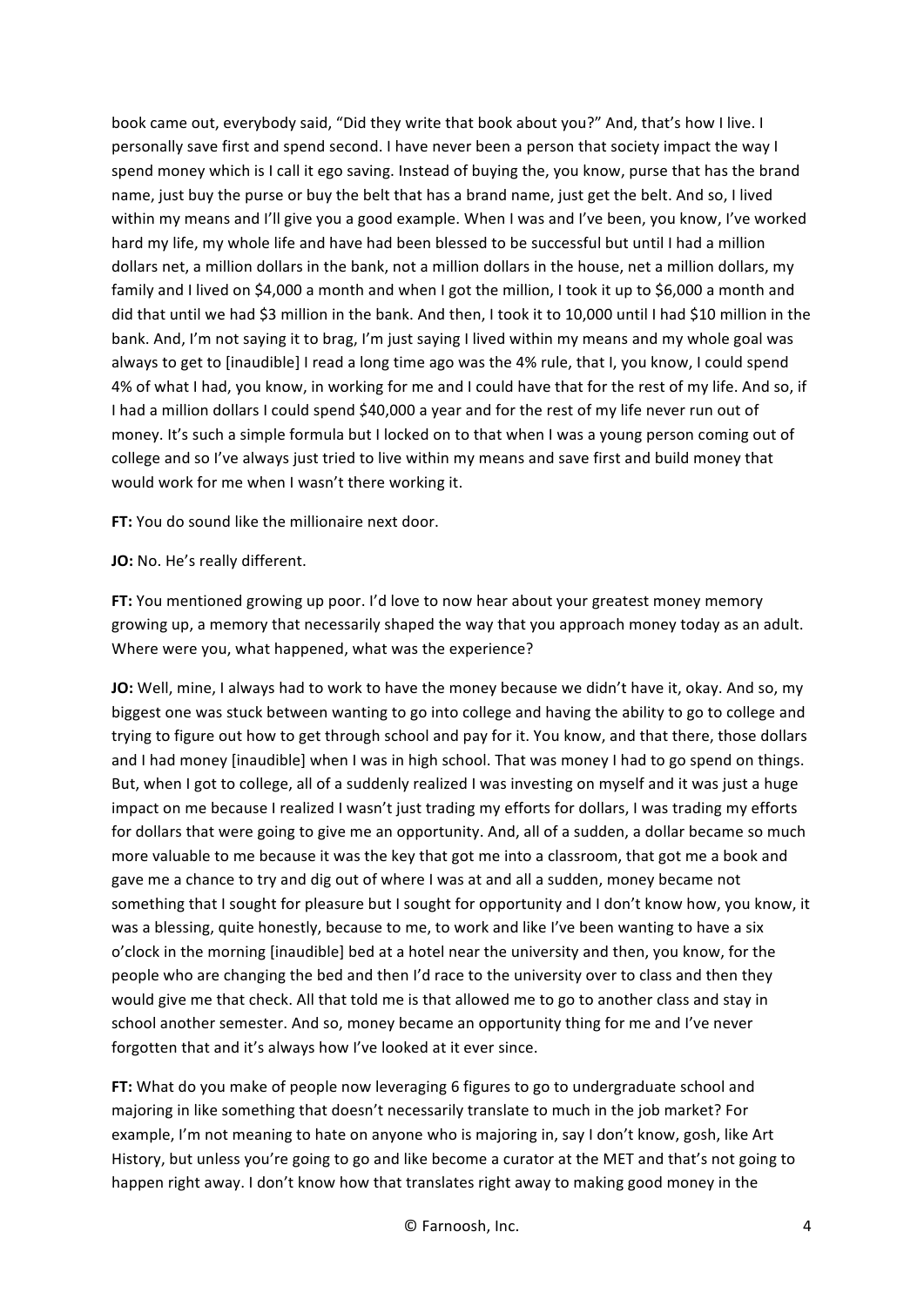book came out, everybody said, "Did they write that book about you?" And, that's how I live. I personally save first and spend second. I have never been a person that society impact the way I spend money which is I call it ego saving. Instead of buying the, you know, purse that has the brand name, just buy the purse or buy the belt that has a brand name, just get the belt. And so, I lived within my means and I'll give you a good example. When I was and I've been, you know, I've worked hard my life, my whole life and have had been blessed to be successful but until I had a million dollars net, a million dollars in the bank, not a million dollars in the house, net a million dollars, my family and I lived on $4,000 a month and when I got the million, I took it up to $6,000 a month and did that until we had $3 million in the bank. And then, I took it to 10,000 until I had $10 million in the bank. And, I'm not saying it to brag, I'm just saying I lived within my means and my whole goal was always to get to [inaudible] I read a long time ago was the 4% rule, that I, you know, I could spend 4% of what I had, you know, in working for me and I could have that for the rest of my life. And so, if I had a million dollars I could spend $40,000 a year and for the rest of my life never run out of money. It's such a simple formula but I locked on to that when I was a young person coming out of college and so I've always just tried to live within my means and save first and build money that would work for me when I wasn't there working it.

**FT:** You do sound like the millionaire next door.

**JO:** No. He's really different.

**FT:** You mentioned growing up poor. I'd love to now hear about your greatest money memory growing up, a memory that necessarily shaped the way that you approach money today as an adult. Where were you, what happened, what was the experience?

**JO:** Well, mine, I always had to work to have the money because we didn't have it, okay. And so, my biggest one was stuck between wanting to go into college and having the ability to go to college and trying to figure out how to get through school and pay for it. You know, and that there, those dollars and I had money [inaudible] when I was in high school. That was money I had to go spend on things. But, when I got to college, all of a suddenly realized I was investing on myself and it was just a huge impact on me because I realized I wasn't just trading my efforts for dollars, I was trading my efforts for dollars that were going to give me an opportunity. And, all of a sudden, a dollar became so much more valuable to me because it was the key that got me into a classroom, that got me a book and gave me a chance to try and dig out of where I was at and all a sudden, money became not something that I sought for pleasure but I sought for opportunity and I don't know how, you know, it was a blessing, quite honestly, because to me, to work and like I've been wanting to have a six o'clock in the morning [inaudible] bed at a hotel near the university and then, you know, for the people who are changing the bed and then I'd race to the university over to class and then they would give me that check. All that told me is that allowed me to go to another class and stay in school another semester. And so, money became an opportunity thing for me and I've never forgotten that and it's always how I've looked at it ever since.

**FT:** What do you make of people now leveraging 6 figures to go to undergraduate school and majoring in like something that doesn't necessarily translate to much in the job market? For example, I'm not meaning to hate on anyone who is majoring in, say I don't know, gosh, like Art History, but unless you're going to go and like become a curator at the MET and that's not going to happen right away. I don't know how that translates right away to making good money in the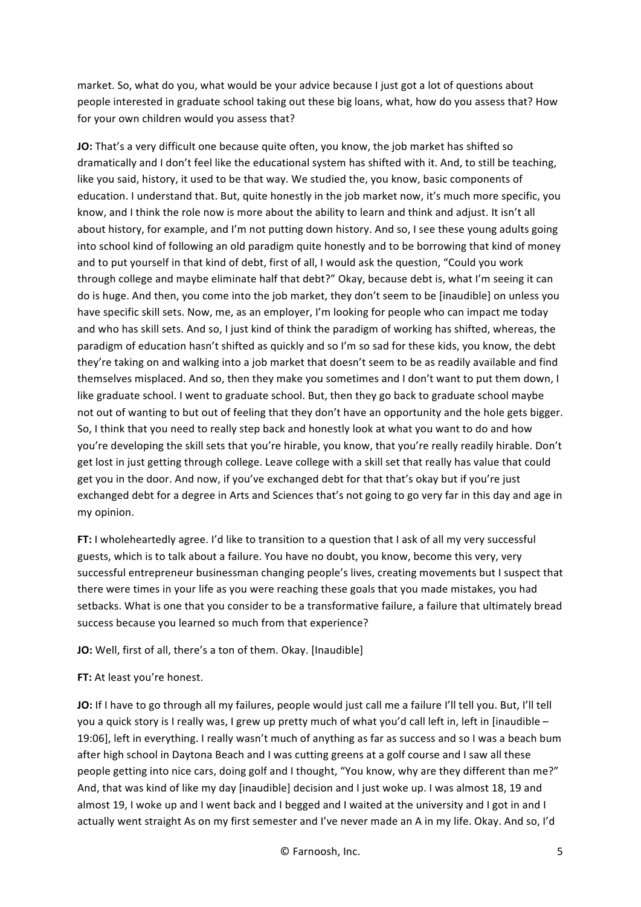market. So, what do you, what would be your advice because I just got a lot of questions about people interested in graduate school taking out these big loans, what, how do you assess that? How for your own children would you assess that?

**JO:** That's a very difficult one because quite often, you know, the job market has shifted so dramatically and I don't feel like the educational system has shifted with it. And, to still be teaching, like you said, history, it used to be that way. We studied the, you know, basic components of education. I understand that. But, quite honestly in the job market now, it's much more specific, you know, and I think the role now is more about the ability to learn and think and adjust. It isn't all about history, for example, and I'm not putting down history. And so, I see these young adults going into school kind of following an old paradigm quite honestly and to be borrowing that kind of money and to put yourself in that kind of debt, first of all, I would ask the question, "Could you work through college and maybe eliminate half that debt?" Okay, because debt is, what I'm seeing it can do is huge. And then, you come into the job market, they don't seem to be [inaudible] on unless you have specific skill sets. Now, me, as an employer, I'm looking for people who can impact me today and who has skill sets. And so, I just kind of think the paradigm of working has shifted, whereas, the paradigm of education hasn't shifted as quickly and so I'm so sad for these kids, you know, the debt they're taking on and walking into a job market that doesn't seem to be as readily available and find themselves misplaced. And so, then they make you sometimes and I don't want to put them down, I like graduate school. I went to graduate school. But, then they go back to graduate school maybe not out of wanting to but out of feeling that they don't have an opportunity and the hole gets bigger. So, I think that you need to really step back and honestly look at what you want to do and how you're developing the skill sets that you're hirable, you know, that you're really readily hirable. Don't get lost in just getting through college. Leave college with a skill set that really has value that could get you in the door. And now, if you've exchanged debt for that that's okay but if you're just exchanged debt for a degree in Arts and Sciences that's not going to go very far in this day and age in my opinion.

**FT:** I wholeheartedly agree. I'd like to transition to a question that I ask of all my very successful guests, which is to talk about a failure. You have no doubt, you know, become this very, very successful entrepreneur businessman changing people's lives, creating movements but I suspect that there were times in your life as you were reaching these goals that you made mistakes, you had setbacks. What is one that you consider to be a transformative failure, a failure that ultimately bread success because you learned so much from that experience?

**JO:** Well, first of all, there's a ton of them. Okay. [Inaudible]

**FT:** At least you're honest.

**JO:** If I have to go through all my failures, people would just call me a failure I'll tell you. But, I'll tell you a quick story is I really was, I grew up pretty much of what you'd call left in, left in [inaudible – 19:06], left in everything. I really wasn't much of anything as far as success and so I was a beach bum after high school in Daytona Beach and I was cutting greens at a golf course and I saw all these people getting into nice cars, doing golf and I thought, "You know, why are they different than me?" And, that was kind of like my day [inaudible] decision and I just woke up. I was almost 18, 19 and almost 19, I woke up and I went back and I begged and I waited at the university and I got in and I actually went straight As on my first semester and I've never made an A in my life. Okay. And so, I'd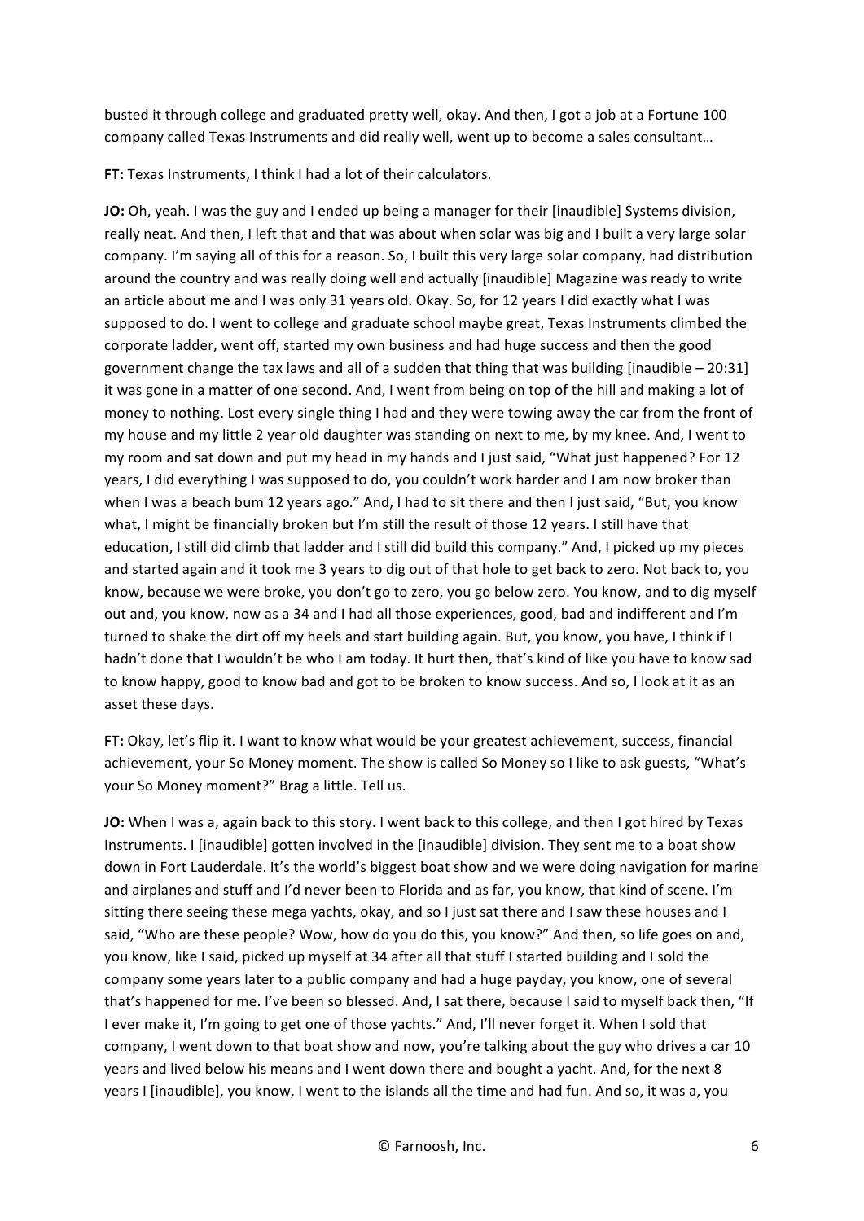busted it through college and graduated pretty well, okay. And then, I got a job at a Fortune 100 company called Texas Instruments and did really well, went up to become a sales consultant…

**FT:** Texas Instruments, I think I had a lot of their calculators.

**JO:** Oh, yeah. I was the guy and I ended up being a manager for their [inaudible] Systems division, really neat. And then, I left that and that was about when solar was big and I built a very large solar company. I'm saying all of this for a reason. So, I built this very large solar company, had distribution around the country and was really doing well and actually [inaudible] Magazine was ready to write an article about me and I was only 31 years old. Okay. So, for 12 years I did exactly what I was supposed to do. I went to college and graduate school maybe great, Texas Instruments climbed the corporate ladder, went off, started my own business and had huge success and then the good government change the tax laws and all of a sudden that thing that was building [inaudible – 20:31] it was gone in a matter of one second. And, I went from being on top of the hill and making a lot of money to nothing. Lost every single thing I had and they were towing away the car from the front of my house and my little 2 year old daughter was standing on next to me, by my knee. And, I went to my room and sat down and put my head in my hands and I just said, "What just happened? For 12 years, I did everything I was supposed to do, you couldn't work harder and I am now broker than when I was a beach bum 12 years ago." And, I had to sit there and then I just said, "But, you know what, I might be financially broken but I'm still the result of those 12 years. I still have that education, I still did climb that ladder and I still did build this company." And, I picked up my pieces and started again and it took me 3 years to dig out of that hole to get back to zero. Not back to, you know, because we were broke, you don't go to zero, you go below zero. You know, and to dig myself out and, you know, now as a 34 and I had all those experiences, good, bad and indifferent and I'm turned to shake the dirt off my heels and start building again. But, you know, you have, I think if I hadn't done that I wouldn't be who I am today. It hurt then, that's kind of like you have to know sad to know happy, good to know bad and got to be broken to know success. And so, I look at it as an asset these days.

**FT:** Okay, let's flip it. I want to know what would be your greatest achievement, success, financial achievement, your So Money moment. The show is called So Money so I like to ask guests, "What's your So Money moment?" Brag a little. Tell us.

**JO:** When I was a, again back to this story. I went back to this college, and then I got hired by Texas Instruments. I [inaudible] gotten involved in the [inaudible] division. They sent me to a boat show down in Fort Lauderdale. It's the world's biggest boat show and we were doing navigation for marine and airplanes and stuff and I'd never been to Florida and as far, you know, that kind of scene. I'm sitting there seeing these mega yachts, okay, and so I just sat there and I saw these houses and I said, "Who are these people? Wow, how do you do this, you know?" And then, so life goes on and, you know, like I said, picked up myself at 34 after all that stuff I started building and I sold the company some years later to a public company and had a huge payday, you know, one of several that's happened for me. I've been so blessed. And, I sat there, because I said to myself back then, "If I ever make it, I'm going to get one of those yachts." And, I'll never forget it. When I sold that company, I went down to that boat show and now, you're talking about the guy who drives a car 10 years and lived below his means and I went down there and bought a yacht. And, for the next 8 years I [inaudible], you know, I went to the islands all the time and had fun. And so, it was a, you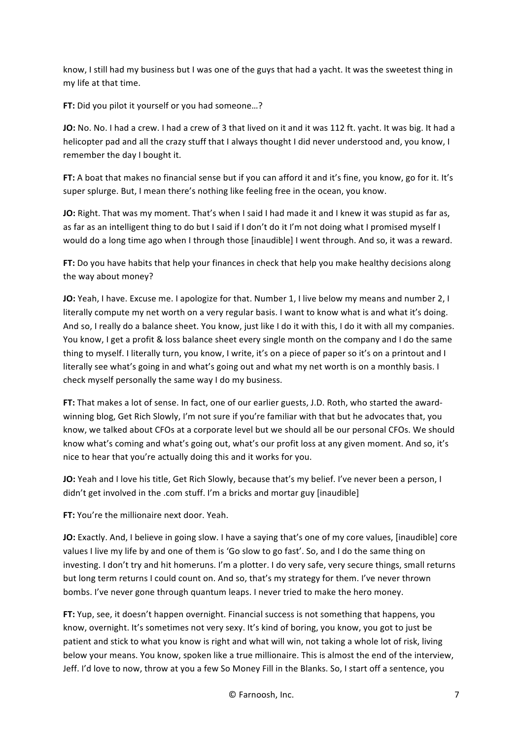know, I still had my business but I was one of the guys that had a yacht. It was the sweetest thing in my life at that time.

**FT:** Did you pilot it yourself or you had someone…?

**JO:** No. No. I had a crew. I had a crew of 3 that lived on it and it was 112 ft. yacht. It was big. It had a helicopter pad and all the crazy stuff that I always thought I did never understood and, you know, I remember the day I bought it.

**FT:** A boat that makes no financial sense but if you can afford it and it's fine, you know, go for it. It's super splurge. But, I mean there's nothing like feeling free in the ocean, you know.

**JO:** Right. That was my moment. That's when I said I had made it and I knew it was stupid as far as, as far as an intelligent thing to do but I said if I don't do it I'm not doing what I promised myself I would do a long time ago when I through those [inaudible] I went through. And so, it was a reward.

**FT:** Do you have habits that help your finances in check that help you make healthy decisions along the way about money?

**JO:** Yeah, I have. Excuse me. I apologize for that. Number 1, I live below my means and number 2, I literally compute my net worth on a very regular basis. I want to know what is and what it's doing. And so, I really do a balance sheet. You know, just like I do it with this, I do it with all my companies. You know, I get a profit & loss balance sheet every single month on the company and I do the same thing to myself. I literally turn, you know, I write, it's on a piece of paper so it's on a printout and I literally see what's going in and what's going out and what my net worth is on a monthly basis. I check myself personally the same way I do my business.

**FT:** That makes a lot of sense. In fact, one of our earlier guests, J.D. Roth, who started the award-winning blog, Get Rich Slowly, I'm not sure if you're familiar with that but he advocates that, you know, we talked about CFOs at a corporate level but we should all be our personal CFOs. We should know what's coming and what's going out, what's our profit loss at any given moment. And so, it's nice to hear that you're actually doing this and it works for you.

**JO:** Yeah and I love his title, Get Rich Slowly, because that's my belief. I've never been a person, I didn't get involved in the .com stuff. I'm a bricks and mortar guy [inaudible]

**FT:** You're the millionaire next door. Yeah.

**JO:** Exactly. And, I believe in going slow. I have a saying that's one of my core values, [inaudible] core values I live my life by and one of them is 'Go slow to go fast'. So, and I do the same thing on investing. I don't try and hit homeruns. I'm a plotter. I do very safe, very secure things, small returns but long term returns I could count on. And so, that's my strategy for them. I've never thrown bombs. I've never gone through quantum leaps. I never tried to make the hero money.

**FT:** Yup, see, it doesn't happen overnight. Financial success is not something that happens, you know, overnight. It's sometimes not very sexy. It's kind of boring, you know, you got to just be patient and stick to what you know is right and what will win, not taking a whole lot of risk, living below your means. You know, spoken like a true millionaire. This is almost the end of the interview, Jeff. I'd love to now, throw at you a few So Money Fill in the Blanks. So, I start off a sentence, you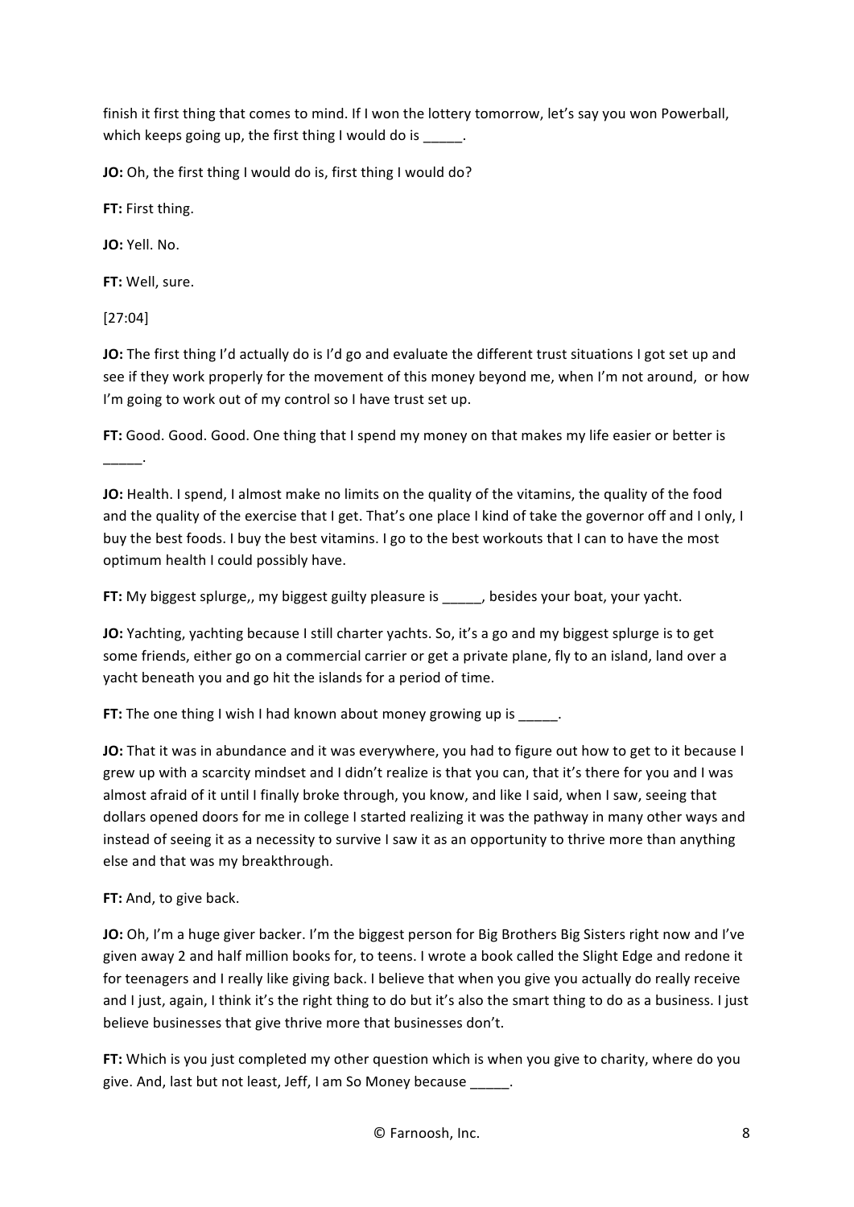finish it first thing that comes to mind. If I won the lottery tomorrow, let's say you won Powerball, which keeps going up, the first thing I would do is _____.

**JO:** Oh, the first thing I would do is, first thing I would do?

**FT:** First thing.

**JO:** Yell. No.

**FT:** Well, sure.

[27:04]

**JO:** The first thing I'd actually do is I'd go and evaluate the different trust situations I got set up and see if they work properly for the movement of this money beyond me, when I'm not around, or how I'm going to work out of my control so I have trust set up.

**FT:** Good. Good. Good. One thing that I spend my money on that makes my life easier or better is _____.

**JO:** Health. I spend, I almost make no limits on the quality of the vitamins, the quality of the food and the quality of the exercise that I get. That's one place I kind of take the governor off and I only, I buy the best foods. I buy the best vitamins. I go to the best workouts that I can to have the most optimum health I could possibly have.

**FT:** My biggest splurge,, my biggest guilty pleasure is _____, besides your boat, your yacht.

**JO:** Yachting, yachting because I still charter yachts. So, it's a go and my biggest splurge is to get some friends, either go on a commercial carrier or get a private plane, fly to an island, land over a yacht beneath you and go hit the islands for a period of time.

**FT:** The one thing I wish I had known about money growing up is _____.

**JO:** That it was in abundance and it was everywhere, you had to figure out how to get to it because I grew up with a scarcity mindset and I didn't realize is that you can, that it's there for you and I was almost afraid of it until I finally broke through, you know, and like I said, when I saw, seeing that dollars opened doors for me in college I started realizing it was the pathway in many other ways and instead of seeing it as a necessity to survive I saw it as an opportunity to thrive more than anything else and that was my breakthrough.

**FT:** And, to give back.

**JO:** Oh, I'm a huge giver backer. I'm the biggest person for Big Brothers Big Sisters right now and I've given away 2 and half million books for, to teens. I wrote a book called the Slight Edge and redone it for teenagers and I really like giving back. I believe that when you give you actually do really receive and I just, again, I think it's the right thing to do but it's also the smart thing to do as a business. I just believe businesses that give thrive more that businesses don't.

**FT:** Which is you just completed my other question which is when you give to charity, where do you give. And, last but not least, Jeff, I am So Money because _____.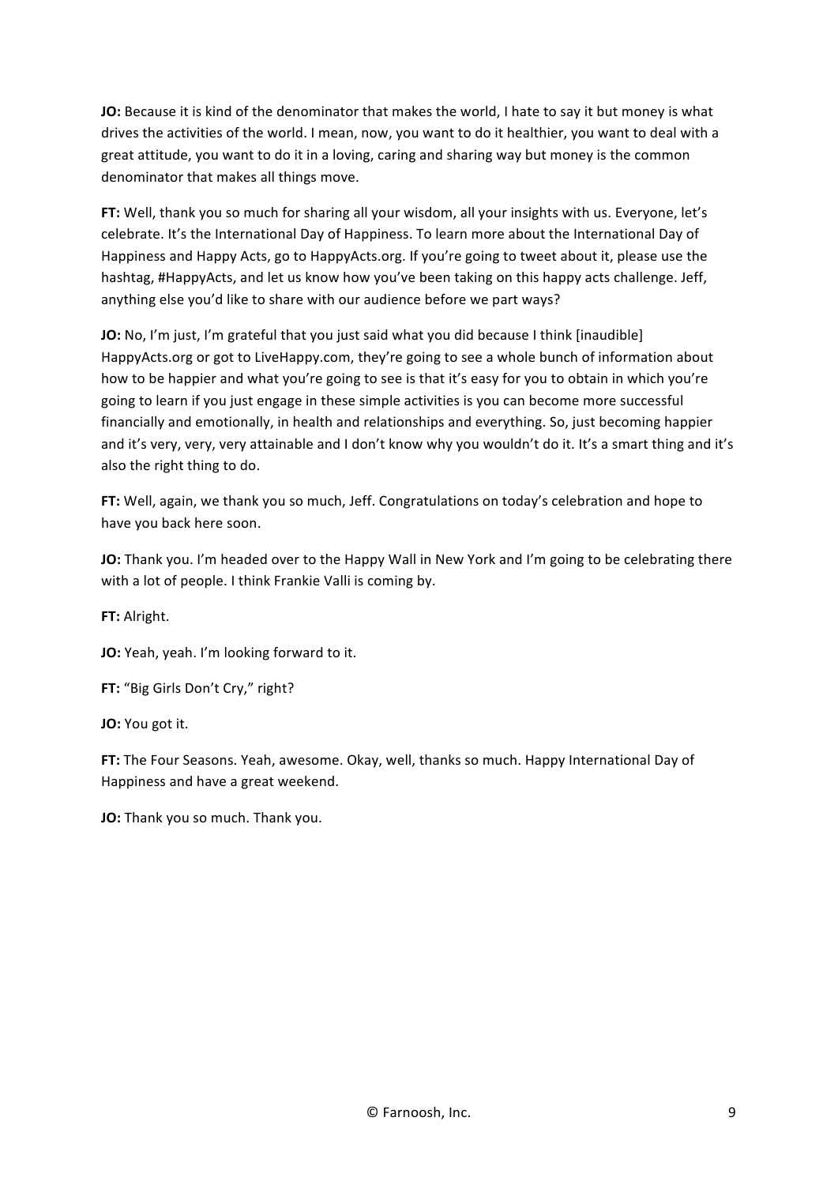**JO:** Because it is kind of the denominator that makes the world, I hate to say it but money is what drives the activities of the world. I mean, now, you want to do it healthier, you want to deal with a great attitude, you want to do it in a loving, caring and sharing way but money is the common denominator that makes all things move.

**FT:** Well, thank you so much for sharing all your wisdom, all your insights with us. Everyone, let's celebrate. It's the International Day of Happiness. To learn more about the International Day of Happiness and Happy Acts, go to HappyActs.org. If you're going to tweet about it, please use the hashtag, #HappyActs, and let us know how you've been taking on this happy acts challenge. Jeff, anything else you'd like to share with our audience before we part ways?

**JO:** No, I'm just, I'm grateful that you just said what you did because I think [inaudible] HappyActs.org or got to LiveHappy.com, they're going to see a whole bunch of information about how to be happier and what you're going to see is that it's easy for you to obtain in which you're going to learn if you just engage in these simple activities is you can become more successful financially and emotionally, in health and relationships and everything. So, just becoming happier and it's very, very, very attainable and I don't know why you wouldn't do it. It's a smart thing and it's also the right thing to do.

**FT:** Well, again, we thank you so much, Jeff. Congratulations on today's celebration and hope to have you back here soon.

**JO:** Thank you. I'm headed over to the Happy Wall in New York and I'm going to be celebrating there with a lot of people. I think Frankie Valli is coming by.

**FT:** Alright.

**JO:** Yeah, yeah. I'm looking forward to it.

**FT:** "Big Girls Don't Cry," right?

**JO:** You got it.

**FT:** The Four Seasons. Yeah, awesome. Okay, well, thanks so much. Happy International Day of Happiness and have a great weekend.

**JO:** Thank you so much. Thank you.

© Farnoosh, Inc.